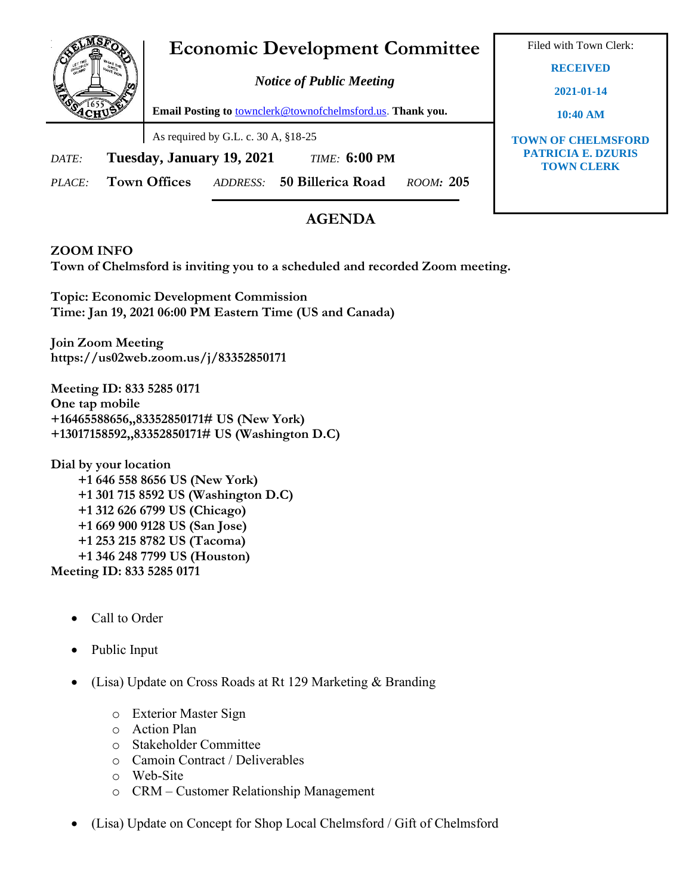# Economic Development Committee

*Notice of Public Meeting*

**Email Posting to** townclerk@townofchelmsford.us. **Thank you.**

As required by G.L. c. 30 A, §18-25

Filed with Town Clerk:

**RECEIVED**

**2021-01-14**

**10:40 AM**

**TOWN OF CHELMSFORD**
**PATRICIA E. DZURIS**
**TOWN CLERK**

*DATE:* **Tuesday, January 19, 2021** *TIME:* **6:00 PM**

*PLACE:* **Town Offices** *ADDRESS:* **50 Billerica Road** *ROOM:* **205**

## AGENDA

**ZOOM INFO**
**Town of Chelmsford is inviting you to a scheduled and recorded Zoom meeting.**

**Topic: Economic Development Commission**
**Time: Jan 19, 2021 06:00 PM Eastern Time (US and Canada)**

**Join Zoom Meeting**
**https://us02web.zoom.us/j/83352850171**

**Meeting ID: 833 5285 0171**
**One tap mobile**
**+16465588656,,83352850171# US (New York)**
**+13017158592,,83352850171# US (Washington D.C)**

**Dial by your location**
**+1 646 558 8656 US (New York)**
**+1 301 715 8592 US (Washington D.C)**
**+1 312 626 6799 US (Chicago)**
**+1 669 900 9128 US (San Jose)**
**+1 253 215 8782 US (Tacoma)**
**+1 346 248 7799 US (Houston)**
**Meeting ID: 833 5285 0171**

- Call to Order
- Public Input
- (Lisa) Update on Cross Roads at Rt 129 Marketing & Branding
  - Exterior Master Sign
  - Action Plan
  - Stakeholder Committee
  - Camoin Contract / Deliverables
  - Web-Site
  - CRM – Customer Relationship Management
- (Lisa) Update on Concept for Shop Local Chelmsford / Gift of Chelmsford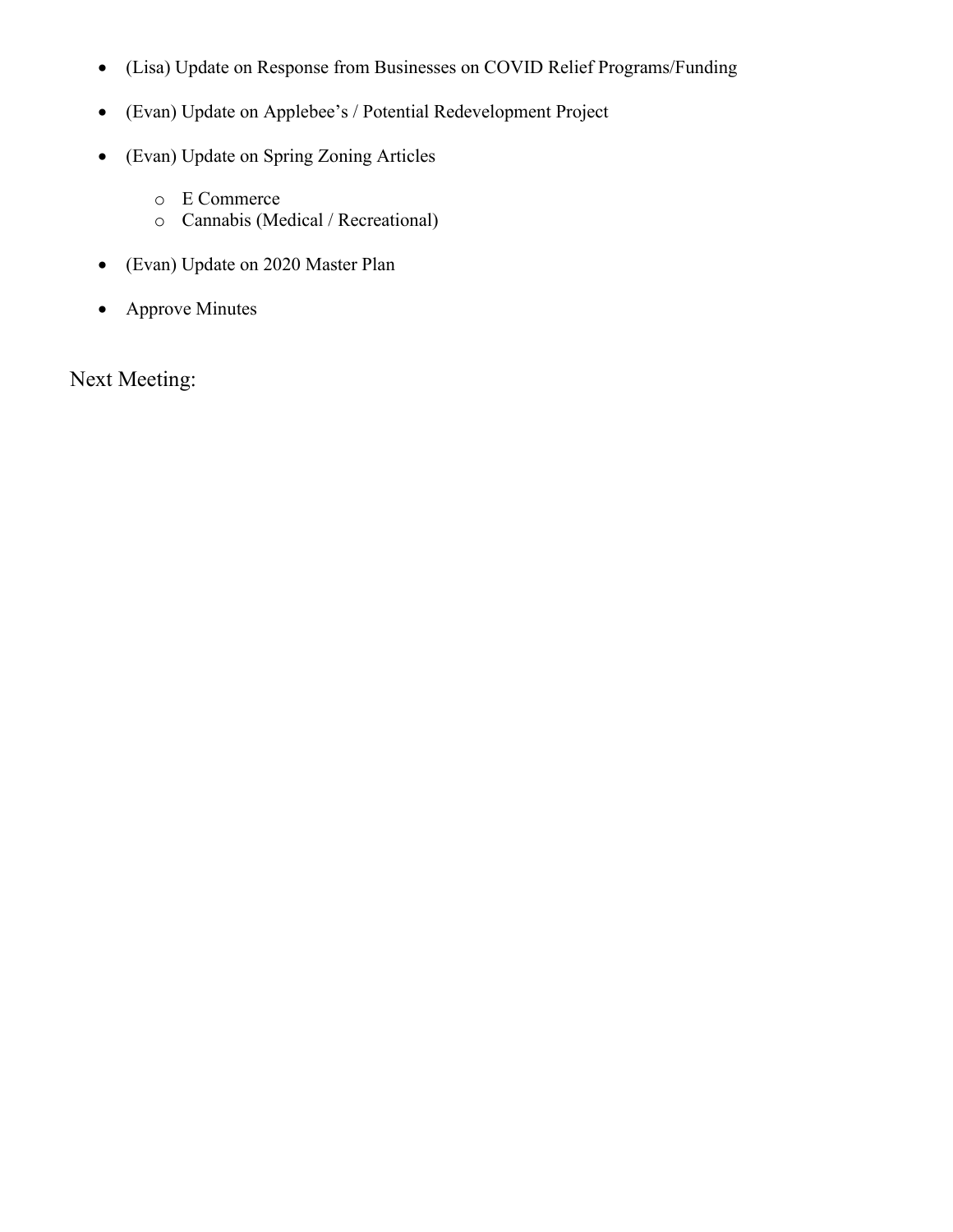- (Lisa) Update on Response from Businesses on COVID Relief Programs/Funding
- (Evan) Update on Applebee's / Potential Redevelopment Project
- (Evan) Update on Spring Zoning Articles
    - E Commerce
    - Cannabis (Medical / Recreational)
- (Evan) Update on 2020 Master Plan
- Approve Minutes

Next Meeting: